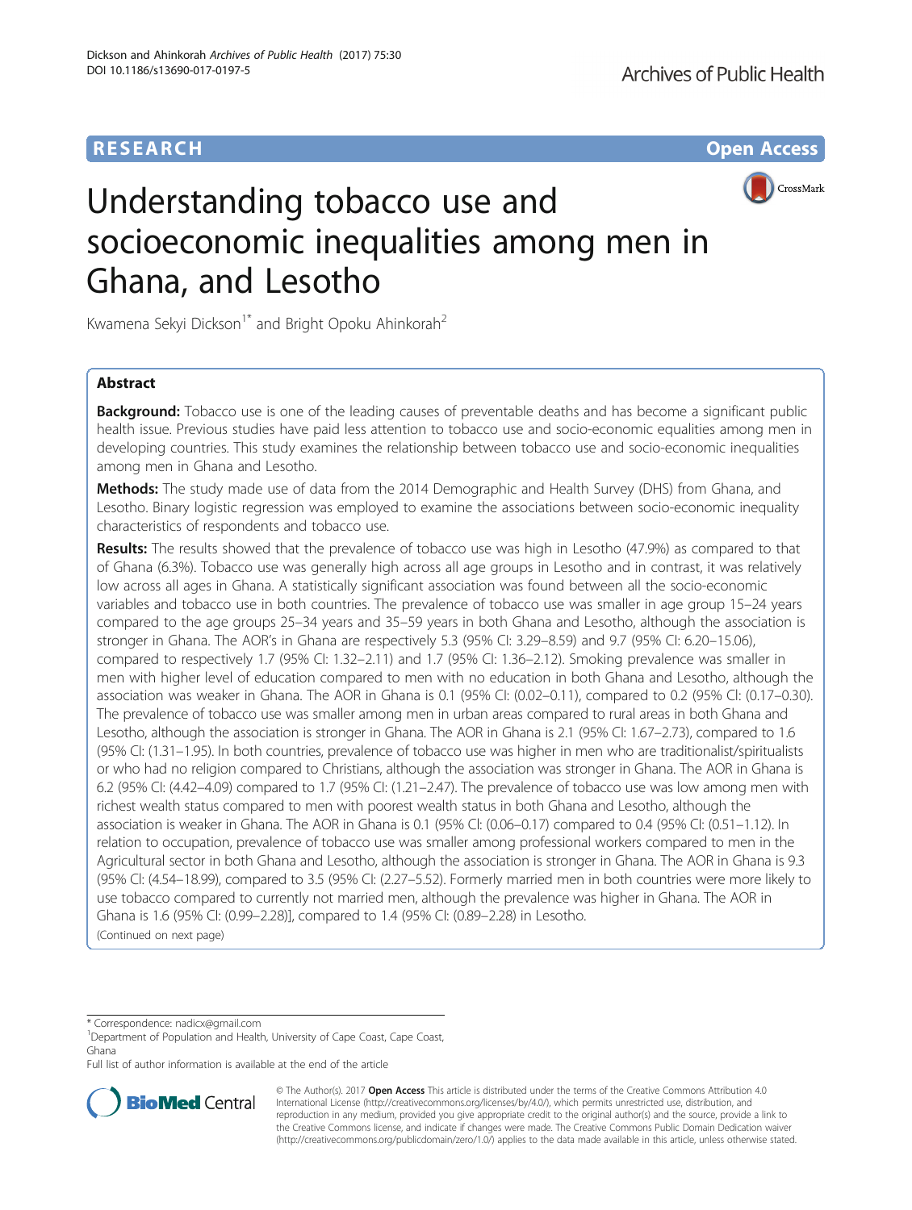RESEARCH

Open Access

# Understanding tobacco use and socioeconomic inequalities among men in Ghana, and Lesotho

Kwamena Sekyi Dickson[1*] and Bright Opoku Ahinkorah[2]

## Abstract

**Background:** Tobacco use is one of the leading causes of preventable deaths and has become a significant public health issue. Previous studies have paid less attention to tobacco use and socio-economic equalities among men in developing countries. This study examines the relationship between tobacco use and socio-economic inequalities among men in Ghana and Lesotho.

**Methods:** The study made use of data from the 2014 Demographic and Health Survey (DHS) from Ghana, and Lesotho. Binary logistic regression was employed to examine the associations between socio-economic inequality characteristics of respondents and tobacco use.

**Results:** The results showed that the prevalence of tobacco use was high in Lesotho (47.9%) as compared to that of Ghana (6.3%). Tobacco use was generally high across all age groups in Lesotho and in contrast, it was relatively low across all ages in Ghana. A statistically significant association was found between all the socio-economic variables and tobacco use in both countries. The prevalence of tobacco use was smaller in age group 15–24 years compared to the age groups 25–34 years and 35–59 years in both Ghana and Lesotho, although the association is stronger in Ghana. The AOR's in Ghana are respectively 5.3 (95% CI: 3.29–8.59) and 9.7 (95% CI: 6.20–15.06), compared to respectively 1.7 (95% CI: 1.32–2.11) and 1.7 (95% CI: 1.36–2.12). Smoking prevalence was smaller in men with higher level of education compared to men with no education in both Ghana and Lesotho, although the association was weaker in Ghana. The AOR in Ghana is 0.1 (95% CI: (0.02–0.11), compared to 0.2 (95% CI: (0.17–0.30). The prevalence of tobacco use was smaller among men in urban areas compared to rural areas in both Ghana and Lesotho, although the association is stronger in Ghana. The AOR in Ghana is 2.1 (95% CI: 1.67–2.73), compared to 1.6 (95% CI: (1.31–1.95). In both countries, prevalence of tobacco use was higher in men who are traditionalist/spiritualists or who had no religion compared to Christians, although the association was stronger in Ghana. The AOR in Ghana is 6.2 (95% CI: (4.42–4.09) compared to 1.7 (95% CI: (1.21–2.47). The prevalence of tobacco use was low among men with richest wealth status compared to men with poorest wealth status in both Ghana and Lesotho, although the association is weaker in Ghana. The AOR in Ghana is 0.1 (95% CI: (0.06–0.17) compared to 0.4 (95% CI: (0.51–1.12). In relation to occupation, prevalence of tobacco use was smaller among professional workers compared to men in the Agricultural sector in both Ghana and Lesotho, although the association is stronger in Ghana. The AOR in Ghana is 9.3 (95% CI: (4.54–18.99), compared to 3.5 (95% CI: (2.27–5.52). Formerly married men in both countries were more likely to use tobacco compared to currently not married men, although the prevalence was higher in Ghana. The AOR in Ghana is 1.6 (95% CI: (0.99–2.28)], compared to 1.4 (95% CI: (0.89–2.28) in Lesotho.

(Continued on next page)

* Correspondence: nadicx@gmail.com

[1]Department of Population and Health, University of Cape Coast, Cape Coast, Ghana

Full list of author information is available at the end of the article

© The Author(s). 2017 **Open Access** This article is distributed under the terms of the Creative Commons Attribution 4.0 International License (http://creativecommons.org/licenses/by/4.0/), which permits unrestricted use, distribution, and reproduction in any medium, provided you give appropriate credit to the original author(s) and the source, provide a link to the Creative Commons license, and indicate if changes were made. The Creative Commons Public Domain Dedication waiver (http://creativecommons.org/publicdomain/zero/1.0/) applies to the data made available in this article, unless otherwise stated.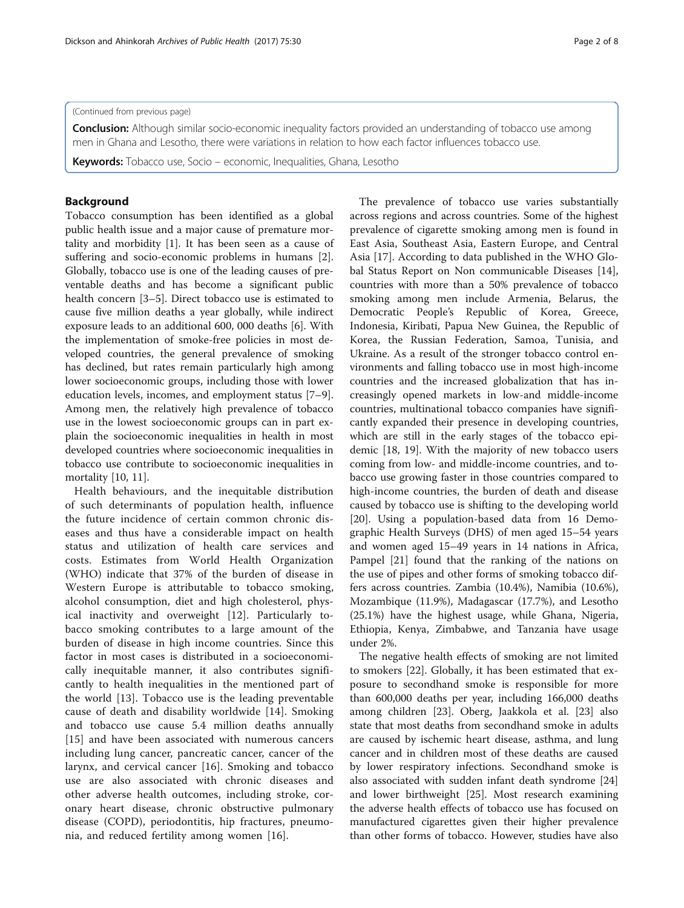(Continued from previous page)

**Conclusion:** Although similar socio-economic inequality factors provided an understanding of tobacco use among men in Ghana and Lesotho, there were variations in relation to how each factor influences tobacco use.

**Keywords:** Tobacco use, Socio – economic, Inequalities, Ghana, Lesotho

## Background

Tobacco consumption has been identified as a global public health issue and a major cause of premature mortality and morbidity [1]. It has been seen as a cause of suffering and socio-economic problems in humans [2]. Globally, tobacco use is one of the leading causes of preventable deaths and has become a significant public health concern [3–5]. Direct tobacco use is estimated to cause five million deaths a year globally, while indirect exposure leads to an additional 600, 000 deaths [6]. With the implementation of smoke-free policies in most developed countries, the general prevalence of smoking has declined, but rates remain particularly high among lower socioeconomic groups, including those with lower education levels, incomes, and employment status [7–9]. Among men, the relatively high prevalence of tobacco use in the lowest socioeconomic groups can in part explain the socioeconomic inequalities in health in most developed countries where socioeconomic inequalities in tobacco use contribute to socioeconomic inequalities in mortality [10, 11].

Health behaviours, and the inequitable distribution of such determinants of population health, influence the future incidence of certain common chronic diseases and thus have a considerable impact on health status and utilization of health care services and costs. Estimates from World Health Organization (WHO) indicate that 37% of the burden of disease in Western Europe is attributable to tobacco smoking, alcohol consumption, diet and high cholesterol, physical inactivity and overweight [12]. Particularly tobacco smoking contributes to a large amount of the burden of disease in high income countries. Since this factor in most cases is distributed in a socioeconomically inequitable manner, it also contributes significantly to health inequalities in the mentioned part of the world [13]. Tobacco use is the leading preventable cause of death and disability worldwide [14]. Smoking and tobacco use cause 5.4 million deaths annually [15] and have been associated with numerous cancers including lung cancer, pancreatic cancer, cancer of the larynx, and cervical cancer [16]. Smoking and tobacco use are also associated with chronic diseases and other adverse health outcomes, including stroke, coronary heart disease, chronic obstructive pulmonary disease (COPD), periodontitis, hip fractures, pneumonia, and reduced fertility among women [16].

The prevalence of tobacco use varies substantially across regions and across countries. Some of the highest prevalence of cigarette smoking among men is found in East Asia, Southeast Asia, Eastern Europe, and Central Asia [17]. According to data published in the WHO Global Status Report on Non communicable Diseases [14], countries with more than a 50% prevalence of tobacco smoking among men include Armenia, Belarus, the Democratic People's Republic of Korea, Greece, Indonesia, Kiribati, Papua New Guinea, the Republic of Korea, the Russian Federation, Samoa, Tunisia, and Ukraine. As a result of the stronger tobacco control environments and falling tobacco use in most high-income countries and the increased globalization that has increasingly opened markets in low-and middle-income countries, multinational tobacco companies have significantly expanded their presence in developing countries, which are still in the early stages of the tobacco epidemic [18, 19]. With the majority of new tobacco users coming from low- and middle-income countries, and tobacco use growing faster in those countries compared to high-income countries, the burden of death and disease caused by tobacco use is shifting to the developing world [20]. Using a population-based data from 16 Demographic Health Surveys (DHS) of men aged 15–54 years and women aged 15–49 years in 14 nations in Africa, Pampel [21] found that the ranking of the nations on the use of pipes and other forms of smoking tobacco differs across countries. Zambia (10.4%), Namibia (10.6%), Mozambique (11.9%), Madagascar (17.7%), and Lesotho (25.1%) have the highest usage, while Ghana, Nigeria, Ethiopia, Kenya, Zimbabwe, and Tanzania have usage under 2%.

The negative health effects of smoking are not limited to smokers [22]. Globally, it has been estimated that exposure to secondhand smoke is responsible for more than 600,000 deaths per year, including 166,000 deaths among children [23]. Oberg, Jaakkola et al. [23] also state that most deaths from secondhand smoke in adults are caused by ischemic heart disease, asthma, and lung cancer and in children most of these deaths are caused by lower respiratory infections. Secondhand smoke is also associated with sudden infant death syndrome [24] and lower birthweight [25]. Most research examining the adverse health effects of tobacco use has focused on manufactured cigarettes given their higher prevalence than other forms of tobacco. However, studies have also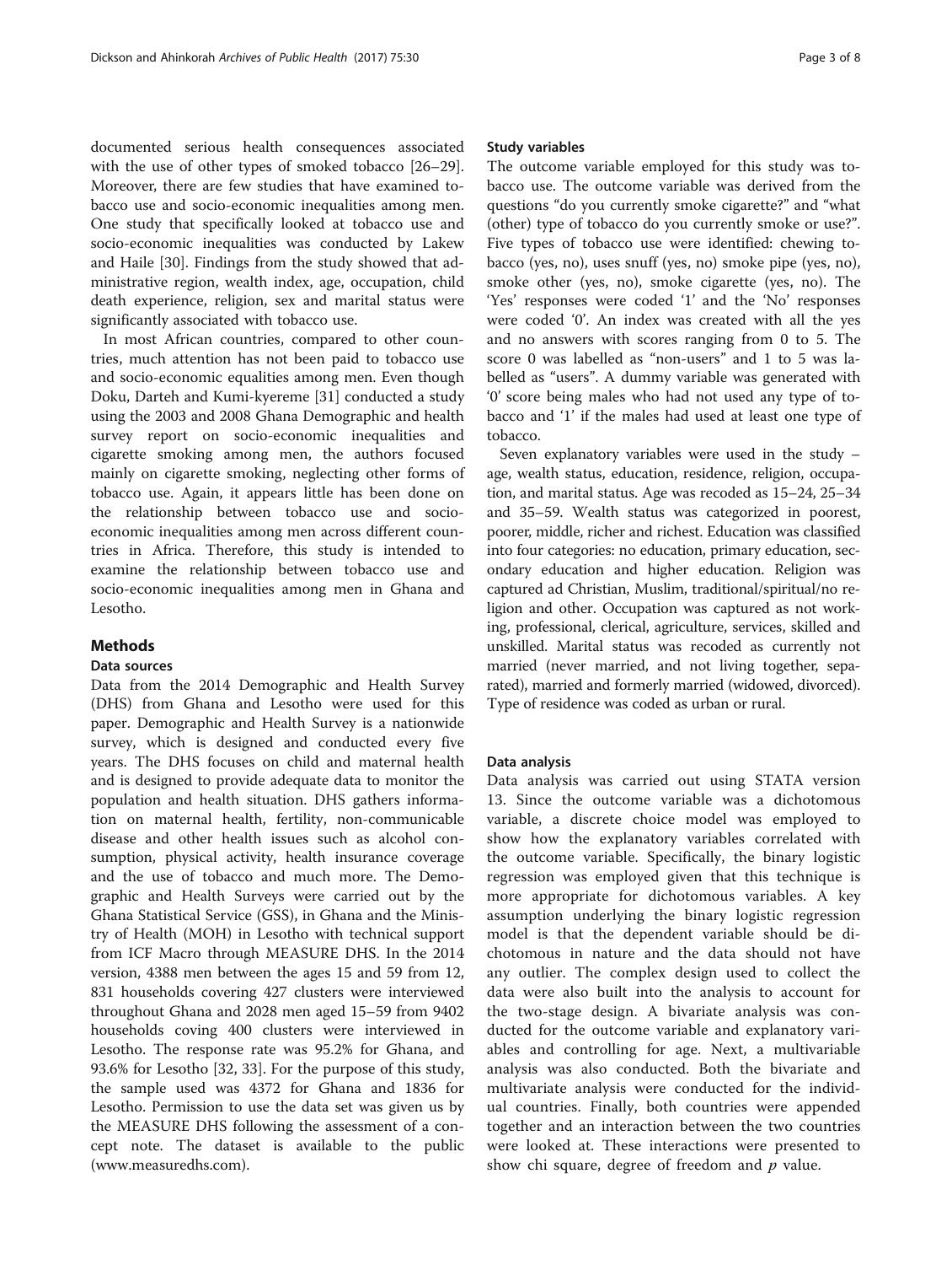documented serious health consequences associated with the use of other types of smoked tobacco [26–29]. Moreover, there are few studies that have examined tobacco use and socio-economic inequalities among men. One study that specifically looked at tobacco use and socio-economic inequalities was conducted by Lakew and Haile [30]. Findings from the study showed that administrative region, wealth index, age, occupation, child death experience, religion, sex and marital status were significantly associated with tobacco use.

In most African countries, compared to other countries, much attention has not been paid to tobacco use and socio-economic equalities among men. Even though Doku, Darteh and Kumi-kyereme [31] conducted a study using the 2003 and 2008 Ghana Demographic and health survey report on socio-economic inequalities and cigarette smoking among men, the authors focused mainly on cigarette smoking, neglecting other forms of tobacco use. Again, it appears little has been done on the relationship between tobacco use and socio-economic inequalities among men across different countries in Africa. Therefore, this study is intended to examine the relationship between tobacco use and socio-economic inequalities among men in Ghana and Lesotho.

## Methods

### Data sources

Data from the 2014 Demographic and Health Survey (DHS) from Ghana and Lesotho were used for this paper. Demographic and Health Survey is a nationwide survey, which is designed and conducted every five years. The DHS focuses on child and maternal health and is designed to provide adequate data to monitor the population and health situation. DHS gathers information on maternal health, fertility, non-communicable disease and other health issues such as alcohol consumption, physical activity, health insurance coverage and the use of tobacco and much more. The Demographic and Health Surveys were carried out by the Ghana Statistical Service (GSS), in Ghana and the Ministry of Health (MOH) in Lesotho with technical support from ICF Macro through MEASURE DHS. In the 2014 version, 4388 men between the ages 15 and 59 from 12, 831 households covering 427 clusters were interviewed throughout Ghana and 2028 men aged 15–59 from 9402 households coving 400 clusters were interviewed in Lesotho. The response rate was 95.2% for Ghana, and 93.6% for Lesotho [32, 33]. For the purpose of this study, the sample used was 4372 for Ghana and 1836 for Lesotho. Permission to use the data set was given us by the MEASURE DHS following the assessment of a concept note. The dataset is available to the public (www.measuredhs.com).

### Study variables

The outcome variable employed for this study was tobacco use. The outcome variable was derived from the questions "do you currently smoke cigarette?" and "what (other) type of tobacco do you currently smoke or use?". Five types of tobacco use were identified: chewing tobacco (yes, no), uses snuff (yes, no) smoke pipe (yes, no), smoke other (yes, no), smoke cigarette (yes, no). The 'Yes' responses were coded '1' and the 'No' responses were coded '0'. An index was created with all the yes and no answers with scores ranging from 0 to 5. The score 0 was labelled as "non-users" and 1 to 5 was labelled as "users". A dummy variable was generated with '0' score being males who had not used any type of tobacco and '1' if the males had used at least one type of tobacco.

Seven explanatory variables were used in the study – age, wealth status, education, residence, religion, occupation, and marital status. Age was recoded as 15–24, 25–34 and 35–59. Wealth status was categorized in poorest, poorer, middle, richer and richest. Education was classified into four categories: no education, primary education, secondary education and higher education. Religion was captured ad Christian, Muslim, traditional/spiritual/no religion and other. Occupation was captured as not working, professional, clerical, agriculture, services, skilled and unskilled. Marital status was recoded as currently not married (never married, and not living together, separated), married and formerly married (widowed, divorced). Type of residence was coded as urban or rural.

### Data analysis

Data analysis was carried out using STATA version 13. Since the outcome variable was a dichotomous variable, a discrete choice model was employed to show how the explanatory variables correlated with the outcome variable. Specifically, the binary logistic regression was employed given that this technique is more appropriate for dichotomous variables. A key assumption underlying the binary logistic regression model is that the dependent variable should be dichotomous in nature and the data should not have any outlier. The complex design used to collect the data were also built into the analysis to account for the two-stage design. A bivariate analysis was conducted for the outcome variable and explanatory variables and controlling for age. Next, a multivariable analysis was also conducted. Both the bivariate and multivariate analysis were conducted for the individual countries. Finally, both countries were appended together and an interaction between the two countries were looked at. These interactions were presented to show chi square, degree of freedom and *p* value.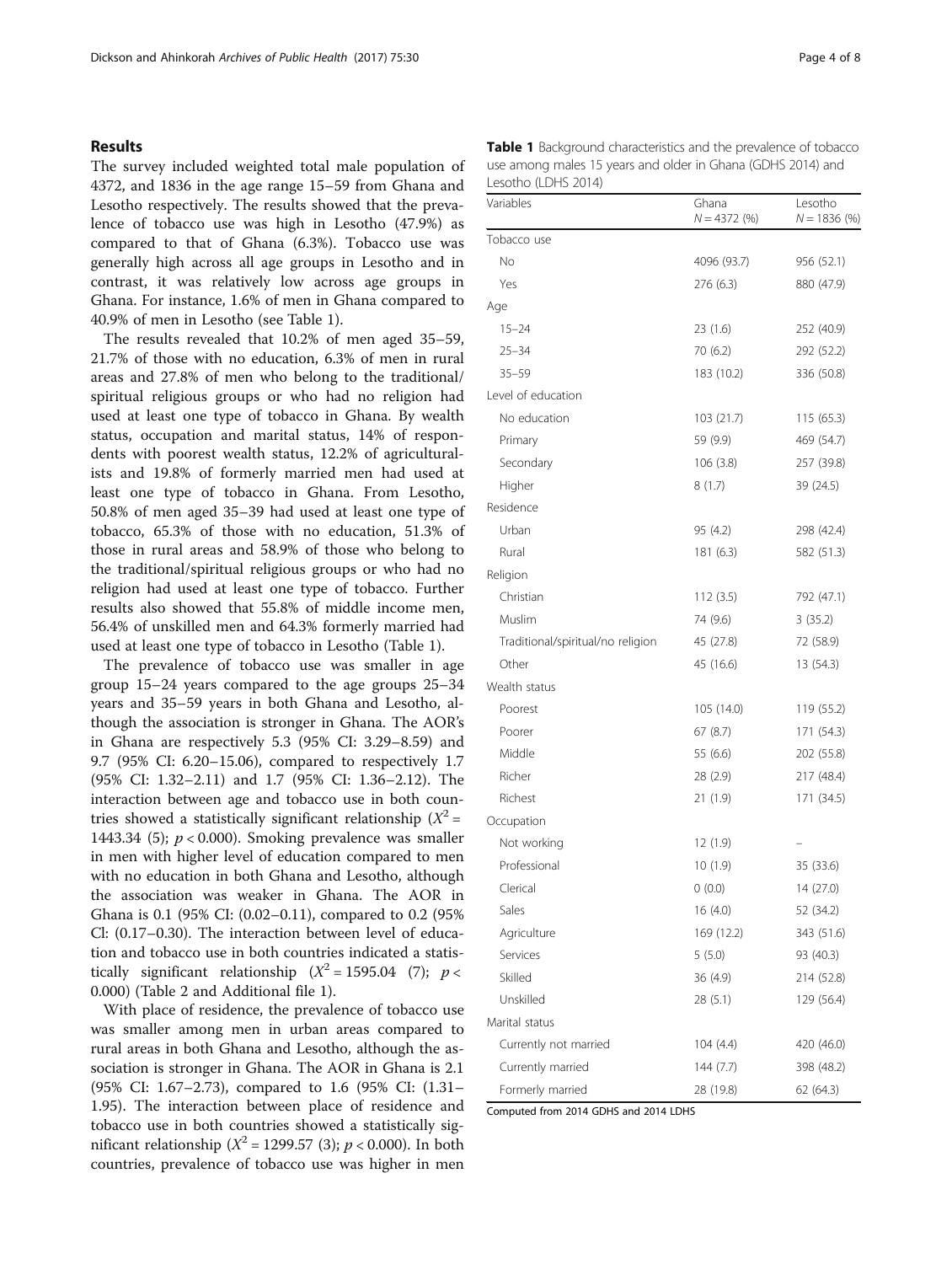## Results

The survey included weighted total male population of 4372, and 1836 in the age range 15–59 from Ghana and Lesotho respectively. The results showed that the prevalence of tobacco use was high in Lesotho (47.9%) as compared to that of Ghana (6.3%). Tobacco use was generally high across all age groups in Lesotho and in contrast, it was relatively low across age groups in Ghana. For instance, 1.6% of men in Ghana compared to 40.9% of men in Lesotho (see Table 1).

The results revealed that 10.2% of men aged 35–59, 21.7% of those with no education, 6.3% of men in rural areas and 27.8% of men who belong to the traditional/spiritual religious groups or who had no religion had used at least one type of tobacco in Ghana. By wealth status, occupation and marital status, 14% of respondents with poorest wealth status, 12.2% of agriculturalists and 19.8% of formerly married men had used at least one type of tobacco in Ghana. From Lesotho, 50.8% of men aged 35–39 had used at least one type of tobacco, 65.3% of those with no education, 51.3% of those in rural areas and 58.9% of those who belong to the traditional/spiritual religious groups or who had no religion had used at least one type of tobacco. Further results also showed that 55.8% of middle income men, 56.4% of unskilled men and 64.3% formerly married had used at least one type of tobacco in Lesotho (Table 1).

The prevalence of tobacco use was smaller in age group 15–24 years compared to the age groups 25–34 years and 35–59 years in both Ghana and Lesotho, although the association is stronger in Ghana. The AOR's in Ghana are respectively 5.3 (95% CI: 3.29–8.59) and 9.7 (95% CI: 6.20–15.06), compared to respectively 1.7 (95% CI: 1.32–2.11) and 1.7 (95% CI: 1.36–2.12). The interaction between age and tobacco use in both countries showed a statistically significant relationship ($X^2$ = 1443.34 (5); $p < 0.000$). Smoking prevalence was smaller in men with higher level of education compared to men with no education in both Ghana and Lesotho, although the association was weaker in Ghana. The AOR in Ghana is 0.1 (95% CI: (0.02–0.11), compared to 0.2 (95% Cl: (0.17–0.30). The interaction between level of education and tobacco use in both countries indicated a statistically significant relationship ($X^2$ = 1595.04 (7); $p <$ 0.000) (Table 2 and Additional file 1).

With place of residence, the prevalence of tobacco use was smaller among men in urban areas compared to rural areas in both Ghana and Lesotho, although the association is stronger in Ghana. The AOR in Ghana is 2.1 (95% CI: 1.67–2.73), compared to 1.6 (95% CI: (1.31–1.95). The interaction between place of residence and tobacco use in both countries showed a statistically significant relationship ($X^2$ = 1299.57 (3); $p < 0.000$). In both countries, prevalence of tobacco use was higher in men

**Table 1** Background characteristics and the prevalence of tobacco use among males 15 years and older in Ghana (GDHS 2014) and Lesotho (LDHS 2014)

| Variables | Ghana $N = 4372$ (%) | Lesotho $N = 1836$ (%) |
|---|---|---|
| Tobacco use | | |
| No | 4096 (93.7) | 956 (52.1) |
| Yes | 276 (6.3) | 880 (47.9) |
| Age | | |
| 15–24 | 23 (1.6) | 252 (40.9) |
| 25–34 | 70 (6.2) | 292 (52.2) |
| 35–59 | 183 (10.2) | 336 (50.8) |
| Level of education | | |
| No education | 103 (21.7) | 115 (65.3) |
| Primary | 59 (9.9) | 469 (54.7) |
| Secondary | 106 (3.8) | 257 (39.8) |
| Higher | 8 (1.7) | 39 (24.5) |
| Residence | | |
| Urban | 95 (4.2) | 298 (42.4) |
| Rural | 181 (6.3) | 582 (51.3) |
| Religion | | |
| Christian | 112 (3.5) | 792 (47.1) |
| Muslim | 74 (9.6) | 3 (35.2) |
| Traditional/spiritual/no religion | 45 (27.8) | 72 (58.9) |
| Other | 45 (16.6) | 13 (54.3) |
| Wealth status | | |
| Poorest | 105 (14.0) | 119 (55.2) |
| Poorer | 67 (8.7) | 171 (54.3) |
| Middle | 55 (6.6) | 202 (55.8) |
| Richer | 28 (2.9) | 217 (48.4) |
| Richest | 21 (1.9) | 171 (34.5) |
| Occupation | | |
| Not working | 12 (1.9) | – |
| Professional | 10 (1.9) | 35 (33.6) |
| Clerical | 0 (0.0) | 14 (27.0) |
| Sales | 16 (4.0) | 52 (34.2) |
| Agriculture | 169 (12.2) | 343 (51.6) |
| Services | 5 (5.0) | 93 (40.3) |
| Skilled | 36 (4.9) | 214 (52.8) |
| Unskilled | 28 (5.1) | 129 (56.4) |
| Marital status | | |
| Currently not married | 104 (4.4) | 420 (46.0) |
| Currently married | 144 (7.7) | 398 (48.2) |
| Formerly married | 28 (19.8) | 62 (64.3) |

Computed from 2014 GDHS and 2014 LDHS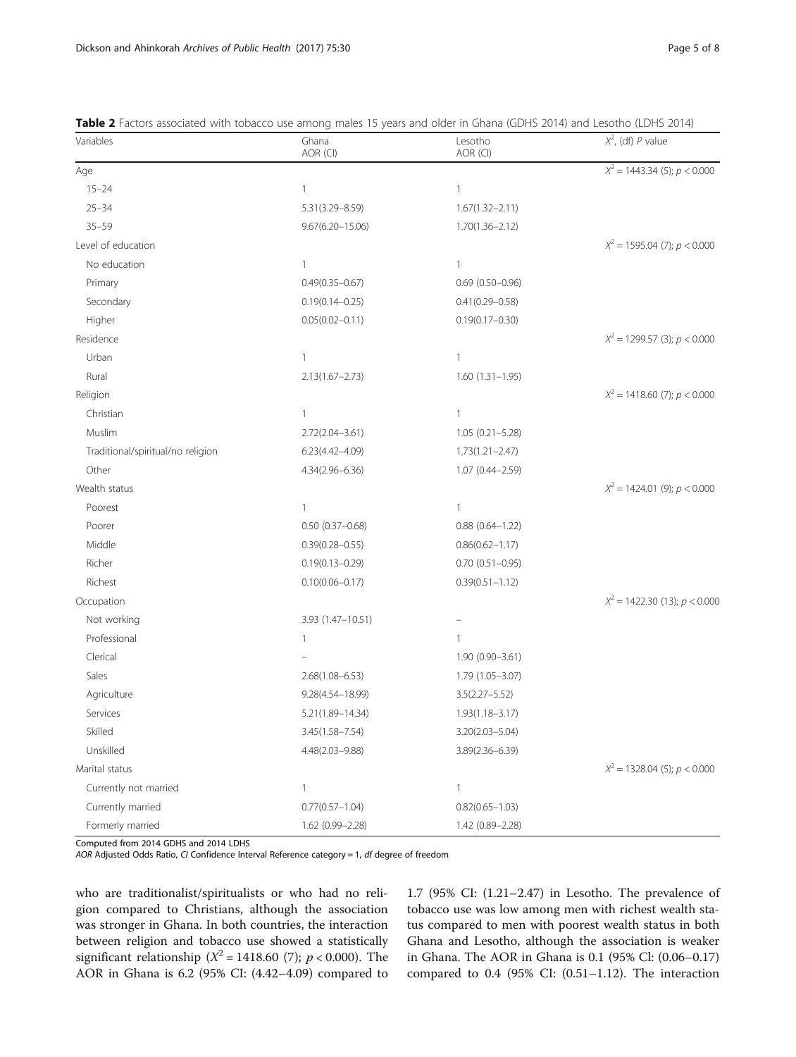**Table 2** Factors associated with tobacco use among males 15 years and older in Ghana (GDHS 2014) and Lesotho (LDHS 2014)

| Variables | Ghana AOR (CI) | Lesotho AOR (CI) | $X^2$, (df) *P* value |
|---|---|---|---|
| Age | | | $X^2 = 1443.34$ (5); $p < 0.000$ |
| 15–24 | 1 | 1 | |
| 25–34 | 5.31(3.29–8.59) | 1.67(1.32–2.11) | |
| 35–59 | 9.67(6.20–15.06) | 1.70(1.36–2.12) | |
| Level of education | | | $X^2 = 1595.04$ (7); $p < 0.000$ |
| No education | 1 | 1 | |
| Primary | 0.49(0.35–0.67) | 0.69 (0.50–0.96) | |
| Secondary | 0.19(0.14–0.25) | 0.41(0.29–0.58) | |
| Higher | 0.05(0.02–0.11) | 0.19(0.17–0.30) | |
| Residence | | | $X^2 = 1299.57$ (3); $p < 0.000$ |
| Urban | 1 | 1 | |
| Rural | 2.13(1.67–2.73) | 1.60 (1.31–1.95) | |
| Religion | | | $X^2 = 1418.60$ (7); $p < 0.000$ |
| Christian | 1 | 1 | |
| Muslim | 2.72(2.04–3.61) | 1.05 (0.21–5.28) | |
| Traditional/spiritual/no religion | 6.23(4.42–4.09) | 1.73(1.21–2.47) | |
| Other | 4.34(2.96–6.36) | 1.07 (0.44–2.59) | |
| Wealth status | | | $X^2 = 1424.01$ (9); $p < 0.000$ |
| Poorest | 1 | 1 | |
| Poorer | 0.50 (0.37–0.68) | 0.88 (0.64–1.22) | |
| Middle | 0.39(0.28–0.55) | 0.86(0.62–1.17) | |
| Richer | 0.19(0.13–0.29) | 0.70 (0.51–0.95) | |
| Richest | 0.10(0.06–0.17) | 0.39(0.51–1.12) | |
| Occupation | | | $X^2 = 1422.30$ (13); $p < 0.000$ |
| Not working | 3.93 (1.47–10.51) | – | |
| Professional | 1 | 1 | |
| Clerical | – | 1.90 (0.90–3.61) | |
| Sales | 2.68(1.08–6.53) | 1.79 (1.05–3.07) | |
| Agriculture | 9.28(4.54–18.99) | 3.5(2.27–5.52) | |
| Services | 5.21(1.89–14.34) | 1.93(1.18–3.17) | |
| Skilled | 3.45(1.58–7.54) | 3.20(2.03–5.04) | |
| Unskilled | 4.48(2.03–9.88) | 3.89(2.36–6.39) | |
| Marital status | | | $X^2 = 1328.04$ (5); $p < 0.000$ |
| Currently not married | 1 | 1 | |
| Currently married | 0.77(0.57–1.04) | 0.82(0.65–1.03) | |
| Formerly married | 1.62 (0.99–2.28) | 1.42 (0.89–2.28) | |

Computed from 2014 GDHS and 2014 LDHS
*AOR* Adjusted Odds Ratio, *CI* Confidence Interval Reference category = 1, *df* degree of freedom

who are traditionalist/spiritualists or who had no religion compared to Christians, although the association was stronger in Ghana. In both countries, the interaction between religion and tobacco use showed a statistically significant relationship ($X^2 = 1418.60$ (7); $p < 0.000$). The AOR in Ghana is 6.2 (95% CI: (4.42–4.09) compared to 1.7 (95% CI: (1.21–2.47) in Lesotho. The prevalence of tobacco use was low among men with richest wealth status compared to men with poorest wealth status in both Ghana and Lesotho, although the association is weaker in Ghana. The AOR in Ghana is 0.1 (95% Cl: (0.06–0.17) compared to 0.4 (95% CI: (0.51–1.12). The interaction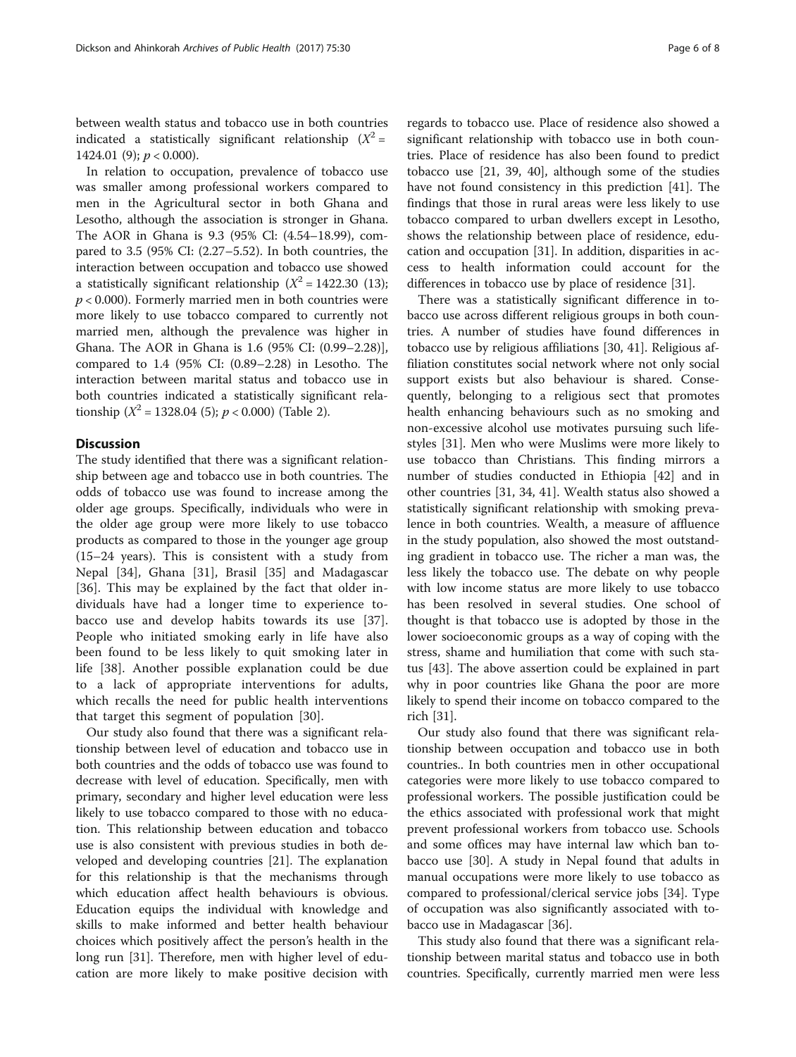between wealth status and tobacco use in both countries indicated a statistically significant relationship ($X^2$ = 1424.01 (9); $p < 0.000$).

In relation to occupation, prevalence of tobacco use was smaller among professional workers compared to men in the Agricultural sector in both Ghana and Lesotho, although the association is stronger in Ghana. The AOR in Ghana is 9.3 (95% Cl: (4.54–18.99), compared to 3.5 (95% CI: (2.27–5.52). In both countries, the interaction between occupation and tobacco use showed a statistically significant relationship ($X^2$ = 1422.30 (13); $p < 0.000$). Formerly married men in both countries were more likely to use tobacco compared to currently not married men, although the prevalence was higher in Ghana. The AOR in Ghana is 1.6 (95% CI: (0.99–2.28)], compared to 1.4 (95% CI: (0.89–2.28) in Lesotho. The interaction between marital status and tobacco use in both countries indicated a statistically significant relationship ($X^2$ = 1328.04 (5); $p < 0.000$) (Table 2).

## Discussion

The study identified that there was a significant relationship between age and tobacco use in both countries. The odds of tobacco use was found to increase among the older age groups. Specifically, individuals who were in the older age group were more likely to use tobacco products as compared to those in the younger age group (15–24 years). This is consistent with a study from Nepal [34], Ghana [31], Brasil [35] and Madagascar [36]. This may be explained by the fact that older individuals have had a longer time to experience tobacco use and develop habits towards its use [37]. People who initiated smoking early in life have also been found to be less likely to quit smoking later in life [38]. Another possible explanation could be due to a lack of appropriate interventions for adults, which recalls the need for public health interventions that target this segment of population [30].

Our study also found that there was a significant relationship between level of education and tobacco use in both countries and the odds of tobacco use was found to decrease with level of education. Specifically, men with primary, secondary and higher level education were less likely to use tobacco compared to those with no education. This relationship between education and tobacco use is also consistent with previous studies in both developed and developing countries [21]. The explanation for this relationship is that the mechanisms through which education affect health behaviours is obvious. Education equips the individual with knowledge and skills to make informed and better health behaviour choices which positively affect the person's health in the long run [31]. Therefore, men with higher level of education are more likely to make positive decision with regards to tobacco use. Place of residence also showed a significant relationship with tobacco use in both countries. Place of residence has also been found to predict tobacco use [21, 39, 40], although some of the studies have not found consistency in this prediction [41]. The findings that those in rural areas were less likely to use tobacco compared to urban dwellers except in Lesotho, shows the relationship between place of residence, education and occupation [31]. In addition, disparities in access to health information could account for the differences in tobacco use by place of residence [31].

There was a statistically significant difference in tobacco use across different religious groups in both countries. A number of studies have found differences in tobacco use by religious affiliations [30, 41]. Religious affiliation constitutes social network where not only social support exists but also behaviour is shared. Consequently, belonging to a religious sect that promotes health enhancing behaviours such as no smoking and non-excessive alcohol use motivates pursuing such lifestyles [31]. Men who were Muslims were more likely to use tobacco than Christians. This finding mirrors a number of studies conducted in Ethiopia [42] and in other countries [31, 34, 41]. Wealth status also showed a statistically significant relationship with smoking prevalence in both countries. Wealth, a measure of affluence in the study population, also showed the most outstanding gradient in tobacco use. The richer a man was, the less likely the tobacco use. The debate on why people with low income status are more likely to use tobacco has been resolved in several studies. One school of thought is that tobacco use is adopted by those in the lower socioeconomic groups as a way of coping with the stress, shame and humiliation that come with such status [43]. The above assertion could be explained in part why in poor countries like Ghana the poor are more likely to spend their income on tobacco compared to the rich [31].

Our study also found that there was significant relationship between occupation and tobacco use in both countries.. In both countries men in other occupational categories were more likely to use tobacco compared to professional workers. The possible justification could be the ethics associated with professional work that might prevent professional workers from tobacco use. Schools and some offices may have internal law which ban tobacco use [30]. A study in Nepal found that adults in manual occupations were more likely to use tobacco as compared to professional/clerical service jobs [34]. Type of occupation was also significantly associated with tobacco use in Madagascar [36].

This study also found that there was a significant relationship between marital status and tobacco use in both countries. Specifically, currently married men were less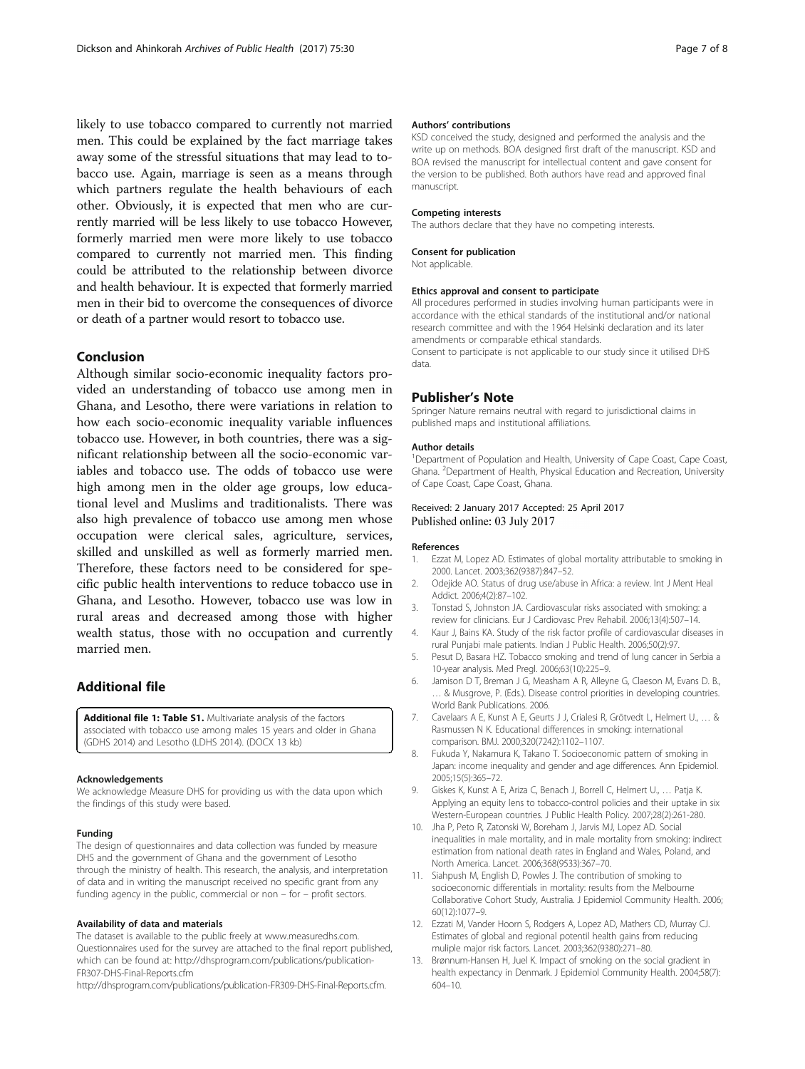likely to use tobacco compared to currently not married men. This could be explained by the fact marriage takes away some of the stressful situations that may lead to tobacco use. Again, marriage is seen as a means through which partners regulate the health behaviours of each other. Obviously, it is expected that men who are currently married will be less likely to use tobacco However, formerly married men were more likely to use tobacco compared to currently not married men. This finding could be attributed to the relationship between divorce and health behaviour. It is expected that formerly married men in their bid to overcome the consequences of divorce or death of a partner would resort to tobacco use.

## Conclusion

Although similar socio-economic inequality factors provided an understanding of tobacco use among men in Ghana, and Lesotho, there were variations in relation to how each socio-economic inequality variable influences tobacco use. However, in both countries, there was a significant relationship between all the socio-economic variables and tobacco use. The odds of tobacco use were high among men in the older age groups, low educational level and Muslims and traditionalists. There was also high prevalence of tobacco use among men whose occupation were clerical sales, agriculture, services, skilled and unskilled as well as formerly married men. Therefore, these factors need to be considered for specific public health interventions to reduce tobacco use in Ghana, and Lesotho. However, tobacco use was low in rural areas and decreased among those with higher wealth status, those with no occupation and currently married men.

## Additional file

**Additional file 1: Table S1.** Multivariate analysis of the factors associated with tobacco use among males 15 years and older in Ghana (GDHS 2014) and Lesotho (LDHS 2014). (DOCX 13 kb)

#### Acknowledgements

We acknowledge Measure DHS for providing us with the data upon which the findings of this study were based.

#### Funding

The design of questionnaires and data collection was funded by measure DHS and the government of Ghana and the government of Lesotho through the ministry of health. This research, the analysis, and interpretation of data and in writing the manuscript received no specific grant from any funding agency in the public, commercial or non – for – profit sectors.

#### Availability of data and materials

The dataset is available to the public freely at www.measuredhs.com. Questionnaires used for the survey are attached to the final report published, which can be found at: http://dhsprogram.com/publications/publication-FR307-DHS-Final-Reports.cfm
http://dhsprogram.com/publications/publication-FR309-DHS-Final-Reports.cfm.

#### Authors' contributions

KSD conceived the study, designed and performed the analysis and the write up on methods. BOA designed first draft of the manuscript. KSD and BOA revised the manuscript for intellectual content and gave consent for the version to be published. Both authors have read and approved final manuscript.

#### Competing interests

The authors declare that they have no competing interests.

#### Consent for publication

Not applicable.

#### Ethics approval and consent to participate

All procedures performed in studies involving human participants were in accordance with the ethical standards of the institutional and/or national research committee and with the 1964 Helsinki declaration and its later amendments or comparable ethical standards.
Consent to participate is not applicable to our study since it utilised DHS data.

## Publisher's Note

Springer Nature remains neutral with regard to jurisdictional claims in published maps and institutional affiliations.

#### Author details

[1]Department of Population and Health, University of Cape Coast, Cape Coast, Ghana. [2]Department of Health, Physical Education and Recreation, University of Cape Coast, Cape Coast, Ghana.

Received: 2 January 2017 Accepted: 25 April 2017
Published online: 03 July 2017

#### References

1. Ezzat M, Lopez AD. Estimates of global mortality attributable to smoking in 2000. Lancet. 2003;362(9387):847–52.
2. Odejide AO. Status of drug use/abuse in Africa: a review. Int J Ment Heal Addict. 2006;4(2):87–102.
3. Tonstad S, Johnston JA. Cardiovascular risks associated with smoking: a review for clinicians. Eur J Cardiovasc Prev Rehabil. 2006;13(4):507–14.
4. Kaur J, Bains KA. Study of the risk factor profile of cardiovascular diseases in rural Punjabi male patients. Indian J Public Health. 2006;50(2):97.
5. Pesut D, Basara HZ. Tobacco smoking and trend of lung cancer in Serbia a 10-year analysis. Med Pregl. 2006;63(10):225–9.
6. Jamison D T, Breman J G, Measham A R, Alleyne G, Claeson M, Evans D. B., … & Musgrove, P. (Eds.). Disease control priorities in developing countries. World Bank Publications. 2006.
7. Cavelaars A E, Kunst A E, Geurts J J, Crialesi R, Grötvedt L, Helmert U., … & Rasmussen N K. Educational differences in smoking: international comparison. BMJ. 2000;320(7242):1102–1107.
8. Fukuda Y, Nakamura K, Takano T. Socioeconomic pattern of smoking in Japan: income inequality and gender and age differences. Ann Epidemiol. 2005;15(5):365–72.
9. Giskes K, Kunst A E, Ariza C, Benach J, Borrell C, Helmert U., … Patja K. Applying an equity lens to tobacco-control policies and their uptake in six Western-European countries. J Public Health Policy. 2007;28(2):261-280.
10. Jha P, Peto R, Zatonski W, Boreham J, Jarvis MJ, Lopez AD. Social inequalities in male mortality, and in male mortality from smoking: indirect estimation from national death rates in England and Wales, Poland, and North America. Lancet. 2006;368(9533):367–70.
11. Siahpush M, English D, Powles J. The contribution of smoking to socioeconomic differentials in mortality: results from the Melbourne Collaborative Cohort Study, Australia. J Epidemiol Community Health. 2006; 60(12):1077–9.
12. Ezzati M, Vander Hoorn S, Rodgers A, Lopez AD, Mathers CD, Murray CJ. Estimates of global and regional potentil health gains from reducing muliple major risk factors. Lancet. 2003;362(9380):271–80.
13. Brønnum-Hansen H, Juel K. Impact of smoking on the social gradient in health expectancy in Denmark. J Epidemiol Community Health. 2004;58(7): 604–10.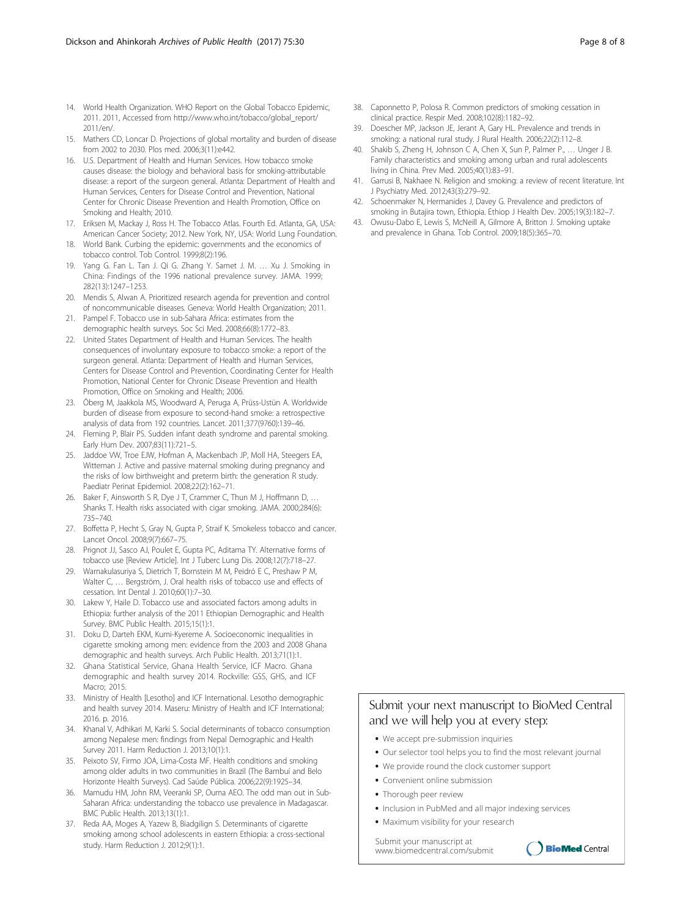14. World Health Organization. WHO Report on the Global Tobacco Epidemic, 2011. 2011, Accessed from http://www.who.int/tobacco/global_report/2011/en/.
15. Mathers CD, Loncar D. Projections of global mortality and burden of disease from 2002 to 2030. Plos med. 2006;3(11):e442.
16. U.S. Department of Health and Human Services. How tobacco smoke causes disease: the biology and behavioral basis for smoking-attributable disease: a report of the surgeon general. Atlanta: Department of Health and Human Services, Centers for Disease Control and Prevention, National Center for Chronic Disease Prevention and Health Promotion, Office on Smoking and Health; 2010.
17. Eriksen M, Mackay J, Ross H. The Tobacco Atlas. Fourth Ed. Atlanta, GA, USA: American Cancer Society; 2012. New York, NY, USA: World Lung Foundation.
18. World Bank. Curbing the epidemic: governments and the economics of tobacco control. Tob Control. 1999;8(2):196.
19. Yang G. Fan L. Tan J. Qi G. Zhang Y. Samet J. M. … Xu J. Smoking in China: Findings of the 1996 national prevalence survey. JAMA. 1999; 282(13):1247–1253.
20. Mendis S, Alwan A. Prioritized research agenda for prevention and control of noncommunicable diseases. Geneva: World Health Organization; 2011.
21. Pampel F. Tobacco use in sub-Sahara Africa: estimates from the demographic health surveys. Soc Sci Med. 2008;66(8):1772–83.
22. United States Department of Health and Human Services. The health consequences of involuntary exposure to tobacco smoke: a report of the surgeon general. Atlanta: Department of Health and Human Services, Centers for Disease Control and Prevention, Coordinating Center for Health Promotion, National Center for Chronic Disease Prevention and Health Promotion, Office on Smoking and Health; 2006.
23. Öberg M, Jaakkola MS, Woodward A, Peruga A, Prüss-Ustün A. Worldwide burden of disease from exposure to second-hand smoke: a retrospective analysis of data from 192 countries. Lancet. 2011;377(9760):139–46.
24. Fleming P, Blair PS. Sudden infant death syndrome and parental smoking. Early Hum Dev. 2007;83(11):721–5.
25. Jaddoe VW, Troe EJW, Hofman A, Mackenbach JP, Moll HA, Steegers EA, Witteman J. Active and passive maternal smoking during pregnancy and the risks of low birthweight and preterm birth: the generation R study. Paediatr Perinat Epidemiol. 2008;22(2):162–71.
26. Baker F, Ainsworth S R, Dye J T, Crammer C, Thun M J, Hoffmann D, … Shanks T. Health risks associated with cigar smoking. JAMA. 2000;284(6): 735–740.
27. Boffetta P, Hecht S, Gray N, Gupta P, Straif K. Smokeless tobacco and cancer. Lancet Oncol. 2008;9(7):667–75.
28. Prignot JJ, Sasco AJ, Poulet E, Gupta PC, Aditama TY. Alternative forms of tobacco use [Review Article]. Int J Tuberc Lung Dis. 2008;12(7):718–27.
29. Warnakulasuriya S, Dietrich T, Bornstein M M, Peidró E C, Preshaw P M, Walter C, … Bergström, J. Oral health risks of tobacco use and effects of cessation. Int Dental J. 2010;60(1):7–30.
30. Lakew Y, Haile D. Tobacco use and associated factors among adults in Ethiopia: further analysis of the 2011 Ethiopian Demographic and Health Survey. BMC Public Health. 2015;15(1):1.
31. Doku D, Darteh EKM, Kumi-Kyereme A. Socioeconomic inequalities in cigarette smoking among men: evidence from the 2003 and 2008 Ghana demographic and health surveys. Arch Public Health. 2013;71(1):1.
32. Ghana Statistical Service, Ghana Health Service, ICF Macro. Ghana demographic and health survey 2014. Rockville: GSS, GHS, and ICF Macro; 2015.
33. Ministry of Health [Lesotho] and ICF International. Lesotho demographic and health survey 2014. Maseru: Ministry of Health and ICF International; 2016. p. 2016.
34. Khanal V, Adhikari M, Karki S. Social determinants of tobacco consumption among Nepalese men: findings from Nepal Demographic and Health Survey 2011. Harm Reduction J. 2013;10(1):1.
35. Peixoto SV, Firmo JOA, Lima-Costa MF. Health conditions and smoking among older adults in two communities in Brazil (The Bambuí and Belo Horizonte Health Surveys). Cad Saúde Pública. 2006;22(9):1925–34.
36. Mamudu HM, John RM, Veeranki SP, Ouma AEO. The odd man out in Sub-Saharan Africa: understanding the tobacco use prevalence in Madagascar. BMC Public Health. 2013;13(1):1.
37. Reda AA, Moges A, Yazew B, Biadgilign S. Determinants of cigarette smoking among school adolescents in eastern Ethiopia: a cross-sectional study. Harm Reduction J. 2012;9(1):1.
38. Caponnetto P, Polosa R. Common predictors of smoking cessation in clinical practice. Respir Med. 2008;102(8):1182–92.
39. Doescher MP, Jackson JE, Jerant A, Gary HL. Prevalence and trends in smoking: a national rural study. J Rural Health. 2006;22(2):112–8.
40. Shakib S, Zheng H, Johnson C A, Chen X, Sun P, Palmer P., … Unger J B. Family characteristics and smoking among urban and rural adolescents living in China. Prev Med. 2005;40(1):83–91.
41. Garrusi B, Nakhaee N. Religion and smoking: a review of recent literature. Int J Psychiatry Med. 2012;43(3):279–92.
42. Schoenmaker N, Hermanides J, Davey G. Prevalence and predictors of smoking in Butajira town, Ethiopia. Ethiop J Health Dev. 2005;19(3):182–7.
43. Owusu-Dabo E, Lewis S, McNeill A, Gilmore A, Britton J. Smoking uptake and prevalence in Ghana. Tob Control. 2009;18(5):365–70.

Submit your next manuscript to BioMed Central and we will help you at every step:

- We accept pre-submission inquiries
- Our selector tool helps you to find the most relevant journal
- We provide round the clock customer support
- Convenient online submission
- Thorough peer review
- Inclusion in PubMed and all major indexing services
- Maximum visibility for your research

Submit your manuscript at www.biomedcentral.com/submit

BioMed Central